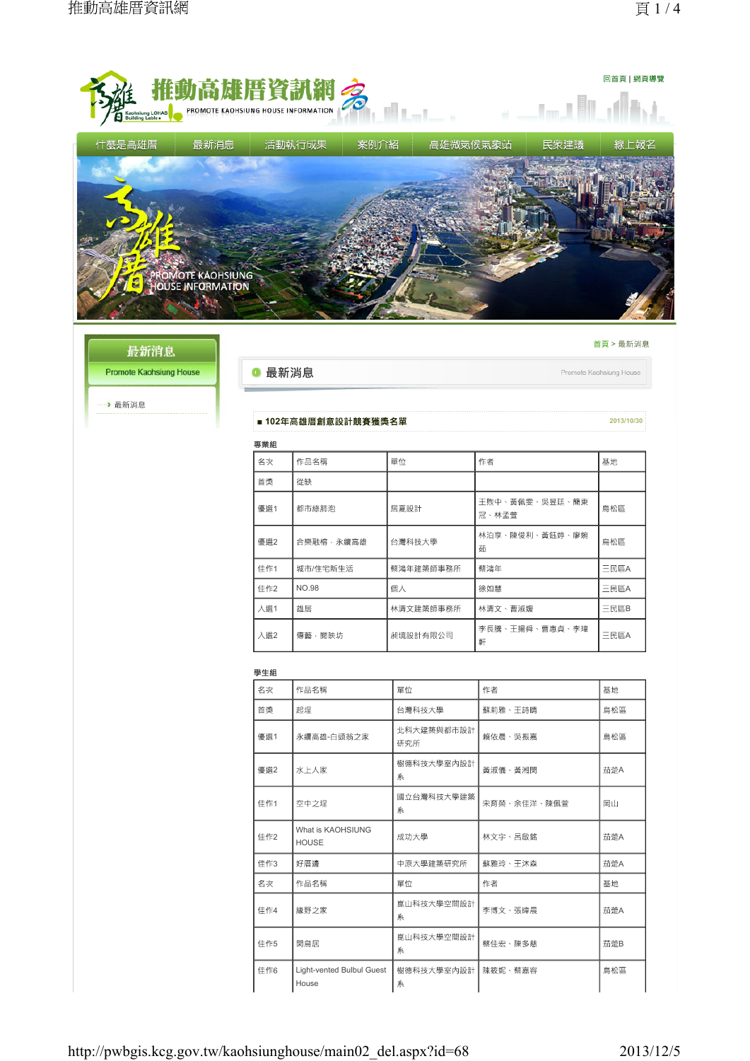# 推動高雄厝資訊網

PROMOTE KAOHSIUNG HOUSE INFORMATION

回首頁 | 網頁導覽

什麼是高雄厝 | 最新消息 | 活動執行成果 | 案例介紹 | 高雄微氣候氣象站 | 民眾建議 | 線上報名

## 最新消息

Promote Kaohsiung House

→ 最新消息

首頁 > 最新消息

## 最新消息

Promote Kaohsiung House

### ■ 102年高雄厝創意設計競賽獲獎名單

2013/10/30

**專業組**

| 名次 | 作品名稱 | 單位 | 作者 | 基地 |
|---|---|---|---|---|
| 首獎 | 從缺 | | | |
| 優選1 | 都市綠肺泡 | 烏夏設計 | 王熙中、黃佩雯、吳昱廷、簡東冠、林孟萱 | 烏松區 |
| 優選2 | 合樂融榕．永續高雄 | 台灣科技大學 | 林泊享、陳俊利、黃鈺婷、廖婉茹 | 烏松區 |
| 佳作1 | 城市/住宅新生活 | 蔡鴻年建築師事務所 | 蔡鴻年 | 三民區A |
| 佳作2 | NO.98 | 個人 | 徐如慧 | 三民區A |
| 入選1 | 雄居 | 林清文建築師事務所 | 林清文、曹淑媛 | 三民區B |
| 入選2 | 傳藝．閱映坊 | 昶境設計有限公司 | 李長鷹、王揚舜、曹惠貞、李瑋軒 | 三民區A |

**學生組**

| 名次 | 作品名稱 | 單位 | 作者 | 基地 |
|---|---|---|---|---|
| 首獎 | 起埕 | 台灣科技大學 | 蘇莉雅、王詩晴 | 烏松區 |
| 優選1 | 永續高雄-白頭翁之家 | 北科大建築與都市設計研究所 | 賴依晨、吳振嘉 | 烏松區 |
| 優選2 | 水上人家 | 樹德科技大學室內設計系 | 黃淑儀、黃湘閔 | 茄萣A |
| 佳作1 | 空中之埕 | 國立台灣科技大學建築系 | 宋育榮、余佳洋、陳佩萱 | 岡山 |
| 佳作2 | What is KAOHSIUNG HOUSE | 成功大學 | 林文宇、呂啟銘 | 茄萣A |
| 佳作3 | 好厝邊 | 中原大學建築研究所 | 蘇雅玲、王沐森 | 茄萣A |
| 名次 | 作品名稱 | 單位 | 作者 | 基地 |
| 佳作4 | 綠野之家 | 崑山科技大學空間設計系 | 李博文、張暐晨 | 茄萣A |
| 佳作5 | 開扇居 | 崑山科技大學空間設計系 | 蔡佳宏、陳多慈 | 茄萣B |
| 佳作6 | Light-vented Bulbul Guest House | 樹德科技大學室內設計系 | 陳筱妮、蔡嘉容 | 烏松區 |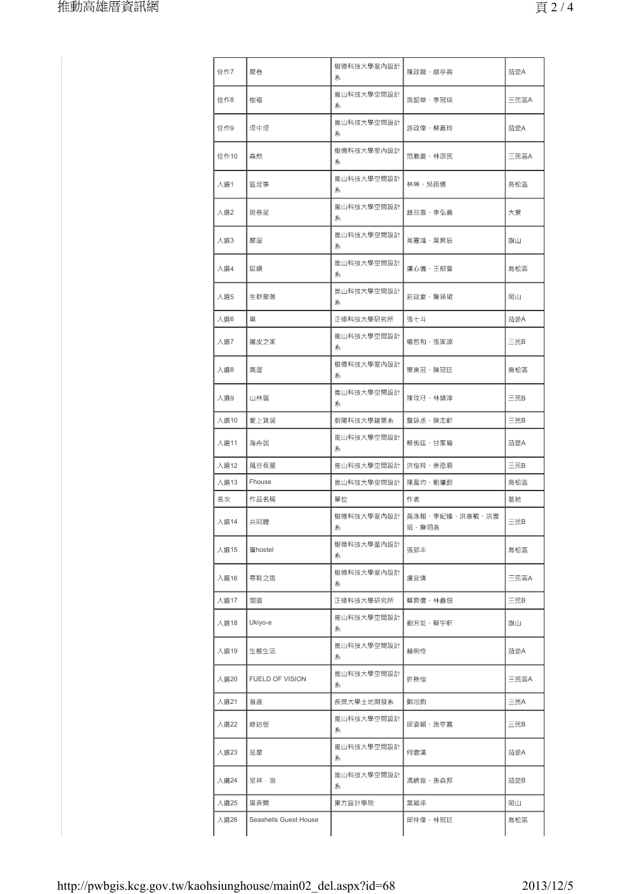| | | | | |
|---|---|---|---|---|
| 佳作7 | 聚巷 | 樹德科技大學室內設計系 | 陳政韻、趙亭堯 | 茄萣A |
| 佳作8 | 樹福 | 崑山科技大學空間設計系 | 吳韶華、李冠瑛 | 三民區A |
| 佳作9 | 埕中埕 | 崑山科技大學空間設計系 | 游政偉、蔡嘉玲 | 茄萣A |
| 佳作10 | 森然 | 樹德科技大學室內設計系 | 范雅菱、林原民 | 三民區A |
| 入選1 | 區埕事 | 崑山科技大學空間設計系 | 林琳、吳雨儒 | 鳥松區 |
| 入選2 | 琉巷呈 | 崑山科技大學空間設計系 | 趙品惠、李弘義 | 大寮 |
| 入選3 | 聚居 | 崑山科技大學空間設計系 | 高蕙瀞、葉育辰 | 旗山 |
| 入選4 | 延續 | 崑山科技大學空間設計系 | 盧心儀、王郁萱 | 鳥松區 |
| 入選5 | 生群聚落 | 崑山科技大學空間設計系 | 莊政宴、詹涵珺 | 岡山 |
| 入選6 | 巢 | 正修科技大學研究所 | 張七斗 | 茄萣A |
| 入選7 | 鐵皮之家 | 崑山科技大學空間設計系 | 楊哲和、張家源 | 三民B |
| 入選8 | 築居 | 樹德科技大學室內設計系 | 簡東冠、陳冠廷 | 鳥松區 |
| 入選9 | 山林居 | 崑山科技大學空間設計系 | 陳玟玗、林靖淳 | 三民B |
| 入選10 | 愛上貨居 | 朝陽科技大學建築系 | 詹詠丞、陳志軒 | 三民B |
| 入選11 | 海舟居 | 崑山科技大學空間設計系 | 蔡侑廷、甘家瑜 | 茄萣A |
| 入選12 | 風谷長屋 | 崑山科技大學空間設計 | 洪愷羚、余劭珊 | 三民B |
| 入選13 | Fhouse | 崑山科技大學空間設計 | 陳盈均、劉瓊蔚 | 鳥松區 |
| 名次 | 作品名稱 | 單位 | 作者 | 基地 |
| 入選14 | 共同體 | 樹德科技大學室內設計系 | 黃泳翰、李紀臻、洪惠敏、洪雪珉、詹明燕 | 三民B |
| 入選15 | 層hostel | 樹德科技大學室內設計系 | 張郢丰 | 鳥松區 |
| 入選16 | 尋鞋之旅 | 樹德科技大學室內設計系 | 盧宜倩 | 三民區A |
| 入選17 | 閩厝 | 正修科技大學研究所 | 蔡育儒、林鑫佃 | 三民B |
| 入選18 | Ukiyo-e | 崑山科技大學空間設計系 | 劉芳妏、蔡宇軒 | 旗山 |
| 入選19 | 生態生活 | 崑山科技大學空間設計系 | 賴俐伶 | 茄萣A |
| 入選20 | FUELD OF VISION | 崑山科技大學空間設計系 | 許秩愷 | 三民區A |
| 入選21 | 首座 | 長榮大學土地開發系 | 鄭旭鈞 | 三民A |
| 入選22 | 綠迷徑 | 崑山科技大學空間設計系 | 邱姿穎、施亭嘉 | 三民B |
| 入選23 | 茄聚 | 崑山科技大學空間設計系 | 何雲漢 | 茄萣A |
| 入選24 | 呈祥．浪 | 崑山科技大學空間設計系 | 馮綉宣、孫焱邦 | 茄萣B |
| 入選25 | 厝弄間 | 東方設計學院 | 葉穎承 | 岡山 |
| 入選26 | Seashells Guest House | | 邱仲偉、林冠廷 | 鳥松區 |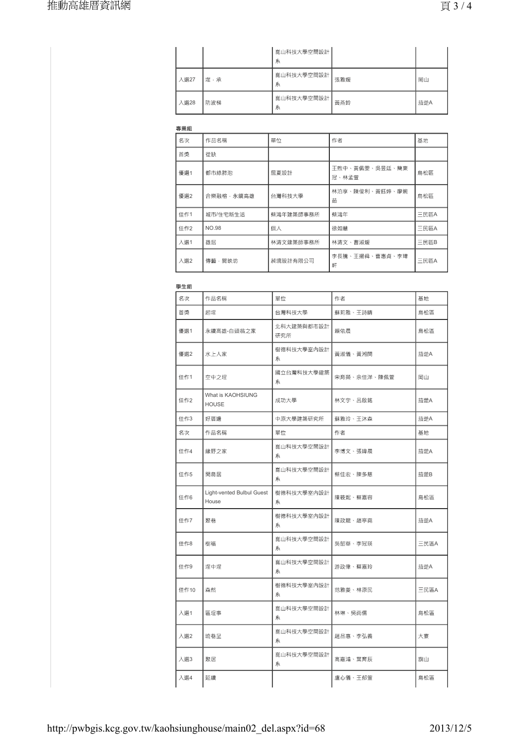| | | 崑山科技大學空間設計系 | | |
|---|---|---|---|---|
| 入選27 | 埕．承 | 崑山科技大學空間設計系 | 張雅媛 | 岡山 |
| 入選28 | 防波梯 | 崑山科技大學空間設計系 | 黃燕鈴 | 茄萣A |

**專業組**

| 名次 | 作品名稱 | 單位 | 作者 | 基地 |
|---|---|---|---|---|
| 首獎 | 從缺 | | | |
| 優選1 | 都市綠肺泡 | 烏夏設計 | 王煦中、黃佩雯、吳昱廷、簡東冠、林孟萱 | 鳥松區 |
| 優選2 | 合樂融榕．永續高雄 | 台灣科技大學 | 林泊享、陳俊利、黃鈺婷、廖婉茹 | 鳥松區 |
| 佳作1 | 城市/住宅新生活 | 蔡鴻年建築師事務所 | 蔡鴻年 | 三民區A |
| 佳作2 | NO.98 | 個人 | 徐如慧 | 三民區A |
| 入選1 | 雄居 | 林清文建築師事務所 | 林清文、曹淑媛 | 三民區B |
| 入選2 | 傳藝．閱眣坊 | 昶境設計有限公司 | 李長騰、王揚舜、曹惠貞、李瑋軒 | 三民區A |

**學生組**

| 名次 | 作品名稱 | 單位 | 作者 | 基地 |
|---|---|---|---|---|
| 首獎 | 起埕 | 台灣科技大學 | 蘇莉雅、王詩晴 | 鳥松區 |
| 優選1 | 永續高雄-白頭翁之家 | 北科大建築與都市設計研究所 | 賴依晨 | 鳥松區 |
| 優選2 | 水上人家 | 樹德科技大學室內設計系 | 黃淑儀、黃湘閔 | 茄萣A |
| 佳作1 | 空中之埕 | 國立台灣科技大學建築系 | 宋育榮、余佳洋、陳佩萱 | 岡山 |
| 佳作2 | What is KAOHSIUNG HOUSE | 成功大學 | 林文宇、呂啟銘 | 茄萣A |
| 佳作3 | 好厝邊 | 中原大學建築研究所 | 蘇雅玲、王沐森 | 茄萣A |
| 名次 | 作品名稱 | 單位 | 作者 | 基地 |
| 佳作4 | 綠野之家 | 崑山科技大學空間設計系 | 李博文、張暐晨 | 茄萣A |
| 佳作5 | 閑鳥居 | 崑山科技大學空間設計系 | 蔡佳宏、陳多慈 | 茄萣B |
| 佳作6 | Light-vented Bulbul Guest House | 樹德科技大學室內設計系 | 陳筱妮、蔡嘉容 | 鳥松區 |
| 佳作7 | 聚巷 | 樹德科技大學室內設計系 | 陳政龍、趙亭堯 | 茄萣A |
| 佳作8 | 樹福 | 崑山科技大學空間設計系 | 吳韶華、李冠瑛 | 三民區A |
| 佳作9 | 埕中埕 | 崑山科技大學空間設計系 | 游政偉、蔡嘉玲 | 茄萣A |
| 佳作10 | 森然 | 樹德科技大學室內設計系 | 范雅菱、林原民 | 三民區A |
| 入選1 | 區埕事 | 崑山科技大學空間設計系 | 林琳、吳雨儒 | 鳥松區 |
| 入選2 | 琉巷呈 | 崑山科技大學空間設計系 | 趙品惠、李弘義 | 大寮 |
| 入選3 | 聚居 | 崑山科技大學空間設計系 | 高嘉鴻、葉育辰 | 旗山 |
| 入選4 | 延續 | | 盧心儀、王郁萱 | 鳥松區 |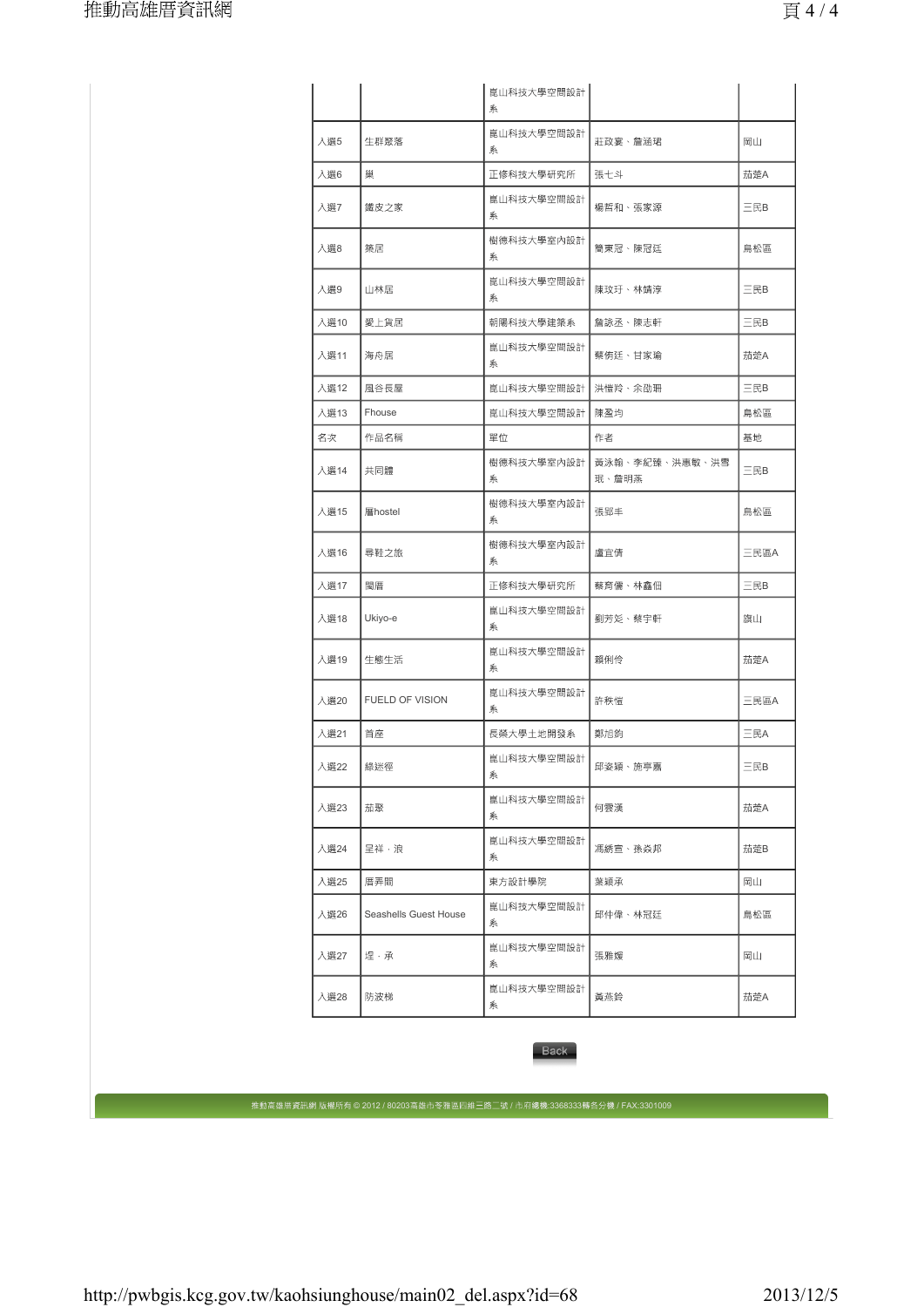| | | | | |
|---|---|---|---|---|
| | | 崑山科技大學空間設計系 | | |
| 入選5 | 生群聚落 | 崑山科技大學空間設計系 | 莊政憲、詹涵珺 | 岡山 |
| 入選6 | 巢 | 正修科技大學研究所 | 張七斗 | 茄萣A |
| 入選7 | 鐵皮之家 | 崑山科技大學空間設計系 | 楊哲和、張家源 | 三民B |
| 入選8 | 築居 | 樹德科技大學室內設計系 | 簡秉冠、陳冠廷 | 鳥松區 |
| 入選9 | 山林居 | 崑山科技大學空間設計系 | 陳玟玗、林婧淳 | 三民B |
| 入選10 | 愛上貨居 | 朝陽科技大學建築系 | 詹詠丞、陳志軒 | 三民B |
| 入選11 | 海舟居 | 崑山科技大學空間設計系 | 蔡侑廷、甘家瑜 | 茄萣A |
| 入選12 | 風谷長屋 | 崑山科技大學空間設計系 | 洪惜羚、余劭珊 | 三民B |
| 入選13 | Fhouse | 崑山科技大學空間設計系 | 陳盈均 | 鳥松區 |
| 名次 | 作品名稱 | 單位 | 作者 | 基地 |
| 入選14 | 共同體 | 樹德科技大學室內設計系 | 黃泳翰、李紀臻、洪惠敏、洪雪珉、詹明燕 | 三民B |
| 入選15 | 層hostel | 樹德科技大學室內設計系 | 張郢丰 | 鳥松區 |
| 入選16 | 尋鞋之旅 | 樹德科技大學室內設計系 | 盧宜倩 | 三民區A |
| 入選17 | 閱厝 | 正修科技大學研究所 | 蔡育儒、林鑫佃 | 三民B |
| 入選18 | Ukiyo-e | 崑山科技大學空間設計系 | 劉芳彣、蔡宇軒 | 旗山 |
| 入選19 | 生態生活 | 崑山科技大學空間設計系 | 賴俐伶 | 茄萣A |
| 入選20 | FUELD OF VISION | 崑山科技大學空間設計系 | 許秩愷 | 三民區A |
| 入選21 | 首座 | 長榮大學土地開發系 | 鄭旭鈞 | 三民A |
| 入選22 | 綠迷徑 | 崑山科技大學空間設計系 | 邱姿穎、施亭嘉 | 三民B |
| 入選23 | 茄聚 | 崑山科技大學空間設計系 | 何雲漢 | 茄萣A |
| 入選24 | 呈祥．浪 | 崑山科技大學空間設計系 | 馮綉宣、孫焱邦 | 茄萣B |
| 入選25 | 厝弄間 | 東方設計學院 | 葉穎承 | 岡山 |
| 入選26 | Seashells Guest House | 崑山科技大學空間設計系 | 邱仲偉、林冠廷 | 鳥松區 |
| 入選27 | 埕．承 | 崑山科技大學空間設計系 | 張雅媛 | 岡山 |
| 入選28 | 防波梯 | 崑山科技大學空間設計系 | 黃燕鈴 | 茄萣A |

Back

推動高雄厝資訊網 版權所有 © 2012 / 80203高雄市苓雅區四維三路二號 / 市府總機:3368333轉各分機 / FAX:3301009